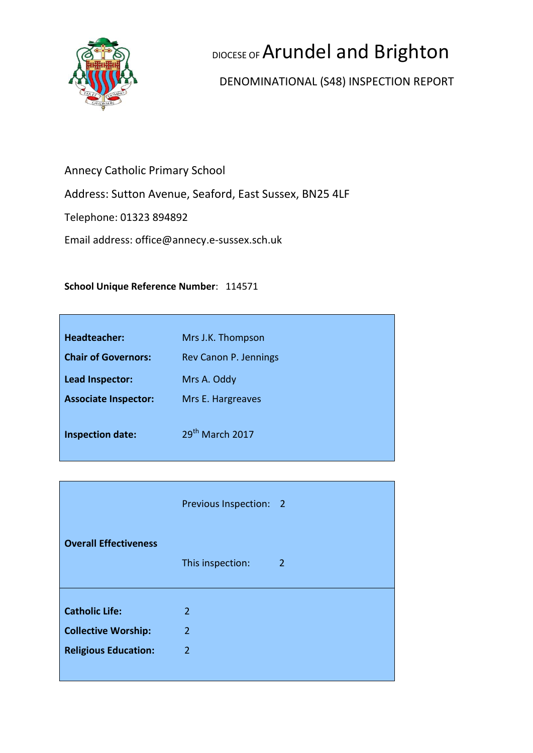# DIOCESE OF Arundel and Brighton

## DENOMINATIONAL (S48) INSPECTION REPORT

Annecy Catholic Primary School

Address: Sutton Avenue, Seaford, East Sussex, BN25 4LF

Telephone: 01323 894892

Email address: office@annecy.e-sussex.sch.uk

**School Unique Reference Number**: 114571

| | |
|---|---|
| **Headteacher:** | Mrs J.K. Thompson |
| **Chair of Governors:** | Rev Canon P. Jennings |
| **Lead Inspector:** | Mrs A. Oddy |
| **Associate Inspector:** | Mrs E. Hargreaves |
| **Inspection date:** | 29th March 2017 |

| | | |
|---|---|---|
| **Overall Effectiveness** | Previous Inspection: | 2 |
| | This inspection: | 2 |
| **Catholic Life:** | 2 | |
| **Collective Worship:** | 2 | |
| **Religious Education:** | 2 | |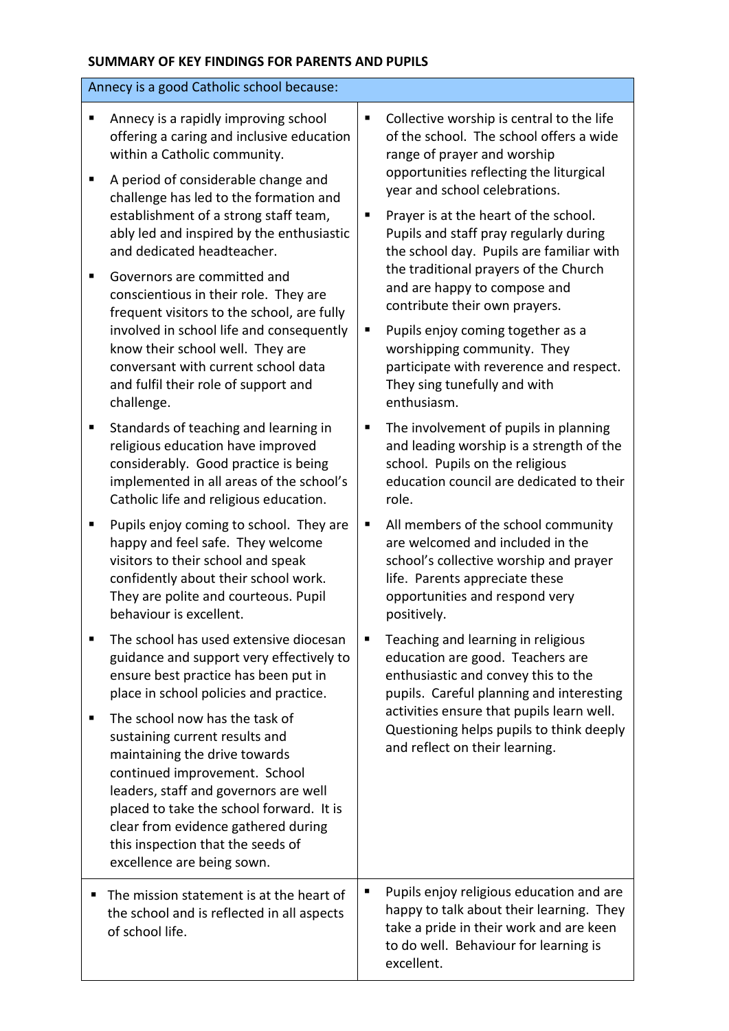**SUMMARY OF KEY FINDINGS FOR PARENTS AND PUPILS**

Annecy is a good Catholic school because:

- Annecy is a rapidly improving school offering a caring and inclusive education within a Catholic community.
- A period of considerable change and challenge has led to the formation and establishment of a strong staff team, ably led and inspired by the enthusiastic and dedicated headteacher.
- Governors are committed and conscientious in their role. They are frequent visitors to the school, are fully involved in school life and consequently know their school well. They are conversant with current school data and fulfil their role of support and challenge.
- Standards of teaching and learning in religious education have improved considerably. Good practice is being implemented in all areas of the school's Catholic life and religious education.
- Pupils enjoy coming to school. They are happy and feel safe. They welcome visitors to their school and speak confidently about their school work. They are polite and courteous. Pupil behaviour is excellent.
- The school has used extensive diocesan guidance and support very effectively to ensure best practice has been put in place in school policies and practice.
- The school now has the task of sustaining current results and maintaining the drive towards continued improvement. School leaders, staff and governors are well placed to take the school forward. It is clear from evidence gathered during this inspection that the seeds of excellence are being sown.
- Collective worship is central to the life of the school. The school offers a wide range of prayer and worship opportunities reflecting the liturgical year and school celebrations.
- Prayer is at the heart of the school. Pupils and staff pray regularly during the school day. Pupils are familiar with the traditional prayers of the Church and are happy to compose and contribute their own prayers.
- Pupils enjoy coming together as a worshipping community. They participate with reverence and respect. They sing tunefully and with enthusiasm.
- The involvement of pupils in planning and leading worship is a strength of the school. Pupils on the religious education council are dedicated to their role.
- All members of the school community are welcomed and included in the school's collective worship and prayer life. Parents appreciate these opportunities and respond very positively.
- Teaching and learning in religious education are good. Teachers are enthusiastic and convey this to the pupils. Careful planning and interesting activities ensure that pupils learn well. Questioning helps pupils to think deeply and reflect on their learning.
- The mission statement is at the heart of the school and is reflected in all aspects of school life.
- Pupils enjoy religious education and are happy to talk about their learning. They take a pride in their work and are keen to do well. Behaviour for learning is excellent.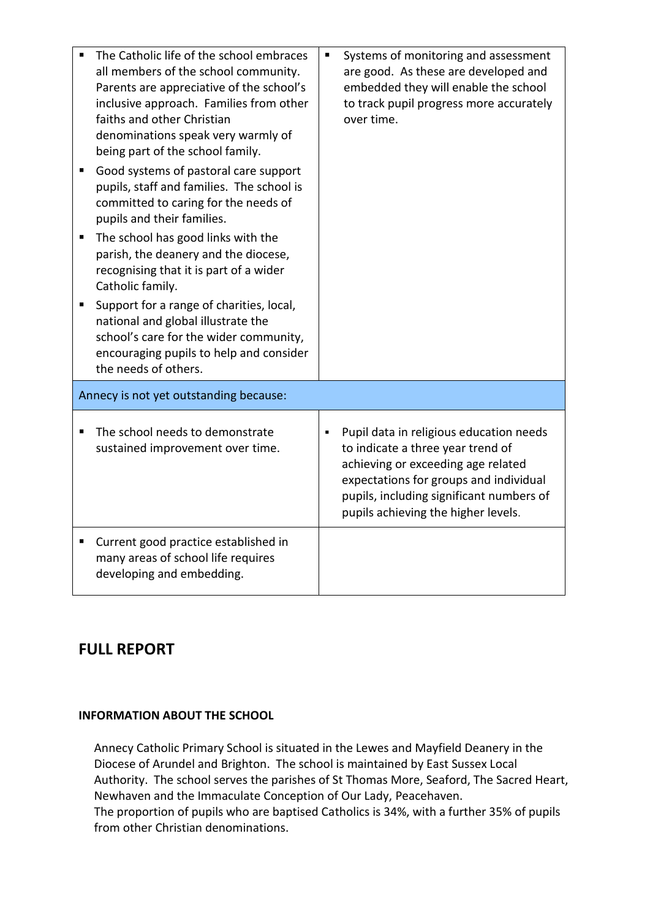| | |
|---|---|
| ▪ The Catholic life of the school embraces all members of the school community. Parents are appreciative of the school's inclusive approach. Families from other faiths and other Christian denominations speak very warmly of being part of the school family.<br>▪ Good systems of pastoral care support pupils, staff and families. The school is committed to caring for the needs of pupils and their families.<br>▪ The school has good links with the parish, the deanery and the diocese, recognising that it is part of a wider Catholic family.<br>▪ Support for a range of charities, local, national and global illustrate the school's care for the wider community, encouraging pupils to help and consider the needs of others. | ▪ Systems of monitoring and assessment are good. As these are developed and embedded they will enable the school to track pupil progress more accurately over time. |
| **Annecy is not yet outstanding because:** | |
| ▪ The school needs to demonstrate sustained improvement over time. | ▪ Pupil data in religious education needs to indicate a three year trend of achieving or exceeding age related expectations for groups and individual pupils, including significant numbers of pupils achieving the higher levels. |
| ▪ Current good practice established in many areas of school life requires developing and embedding. | |

## FULL REPORT

### INFORMATION ABOUT THE SCHOOL

Annecy Catholic Primary School is situated in the Lewes and Mayfield Deanery in the Diocese of Arundel and Brighton. The school is maintained by East Sussex Local Authority. The school serves the parishes of St Thomas More, Seaford, The Sacred Heart, Newhaven and the Immaculate Conception of Our Lady, Peacehaven.
The proportion of pupils who are baptised Catholics is 34%, with a further 35% of pupils from other Christian denominations.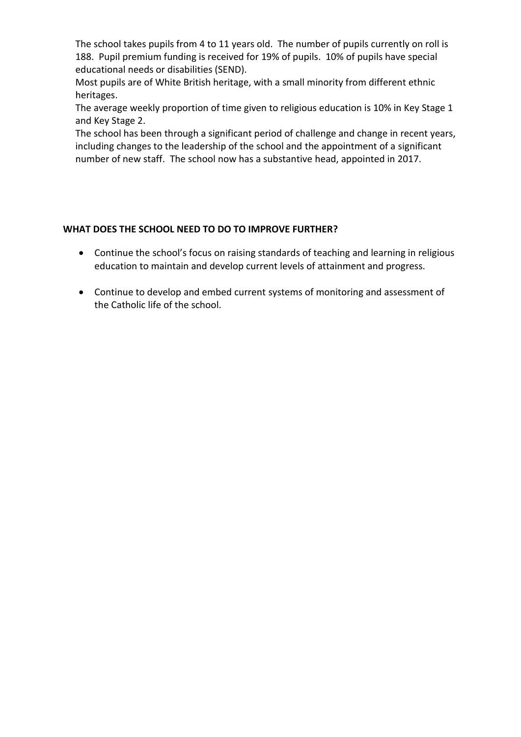The school takes pupils from 4 to 11 years old. The number of pupils currently on roll is 188. Pupil premium funding is received for 19% of pupils. 10% of pupils have special educational needs or disabilities (SEND).

Most pupils are of White British heritage, with a small minority from different ethnic heritages.

The average weekly proportion of time given to religious education is 10% in Key Stage 1 and Key Stage 2.

The school has been through a significant period of challenge and change in recent years, including changes to the leadership of the school and the appointment of a significant number of new staff. The school now has a substantive head, appointed in 2017.

## WHAT DOES THE SCHOOL NEED TO DO TO IMPROVE FURTHER?

- Continue the school's focus on raising standards of teaching and learning in religious education to maintain and develop current levels of attainment and progress.
- Continue to develop and embed current systems of monitoring and assessment of the Catholic life of the school.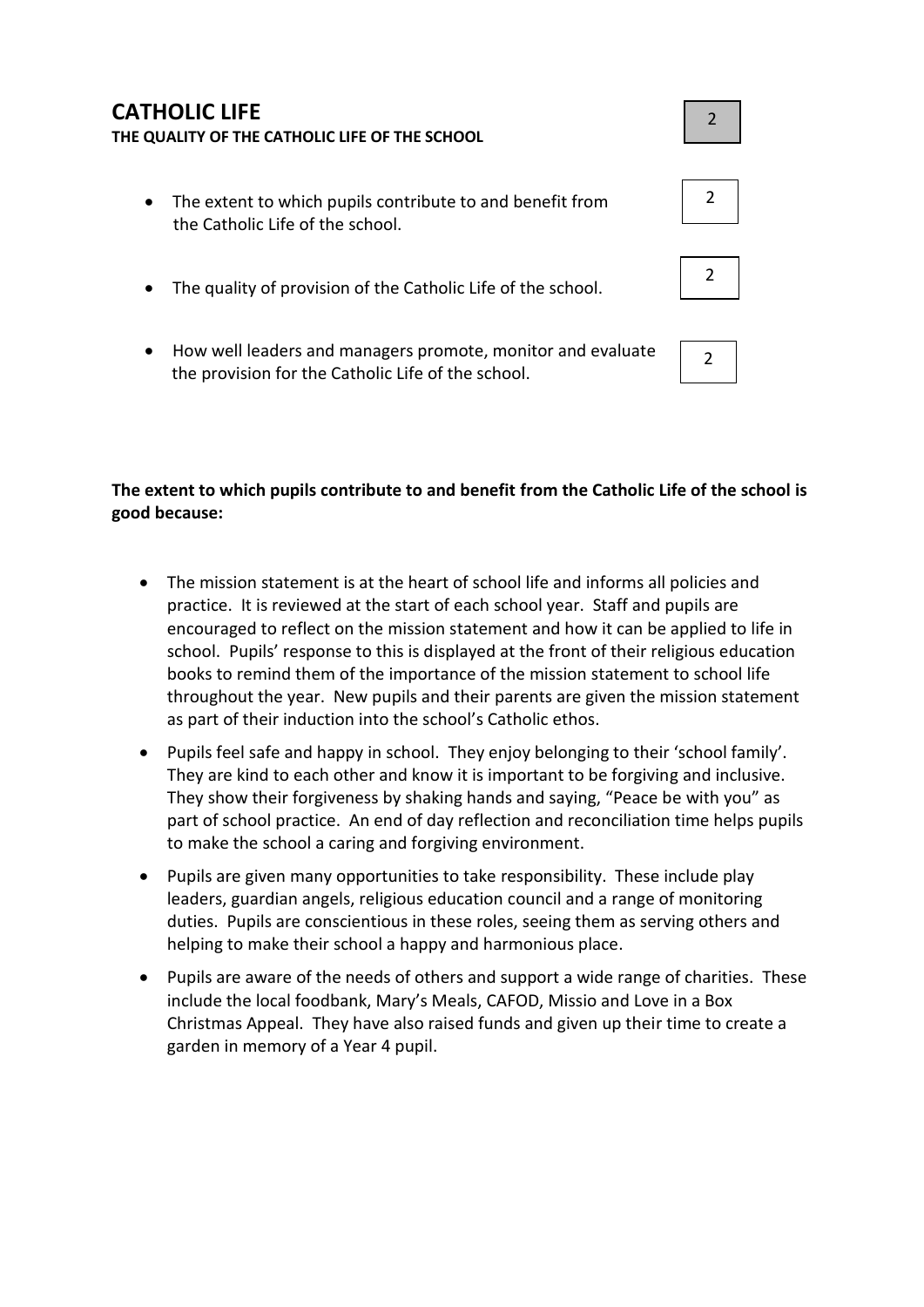# CATHOLIC LIFE

**THE QUALITY OF THE CATHOLIC LIFE OF THE SCHOOL** — 2

- The extent to which pupils contribute to and benefit from the Catholic Life of the school. — 2
- The quality of provision of the Catholic Life of the school. — 2
- How well leaders and managers promote, monitor and evaluate the provision for the Catholic Life of the school. — 2

**The extent to which pupils contribute to and benefit from the Catholic Life of the school is good because:**

- The mission statement is at the heart of school life and informs all policies and practice. It is reviewed at the start of each school year. Staff and pupils are encouraged to reflect on the mission statement and how it can be applied to life in school. Pupils' response to this is displayed at the front of their religious education books to remind them of the importance of the mission statement to school life throughout the year. New pupils and their parents are given the mission statement as part of their induction into the school's Catholic ethos.
- Pupils feel safe and happy in school. They enjoy belonging to their 'school family'. They are kind to each other and know it is important to be forgiving and inclusive. They show their forgiveness by shaking hands and saying, "Peace be with you" as part of school practice. An end of day reflection and reconciliation time helps pupils to make the school a caring and forgiving environment.
- Pupils are given many opportunities to take responsibility. These include play leaders, guardian angels, religious education council and a range of monitoring duties. Pupils are conscientious in these roles, seeing them as serving others and helping to make their school a happy and harmonious place.
- Pupils are aware of the needs of others and support a wide range of charities. These include the local foodbank, Mary's Meals, CAFOD, Missio and Love in a Box Christmas Appeal. They have also raised funds and given up their time to create a garden in memory of a Year 4 pupil.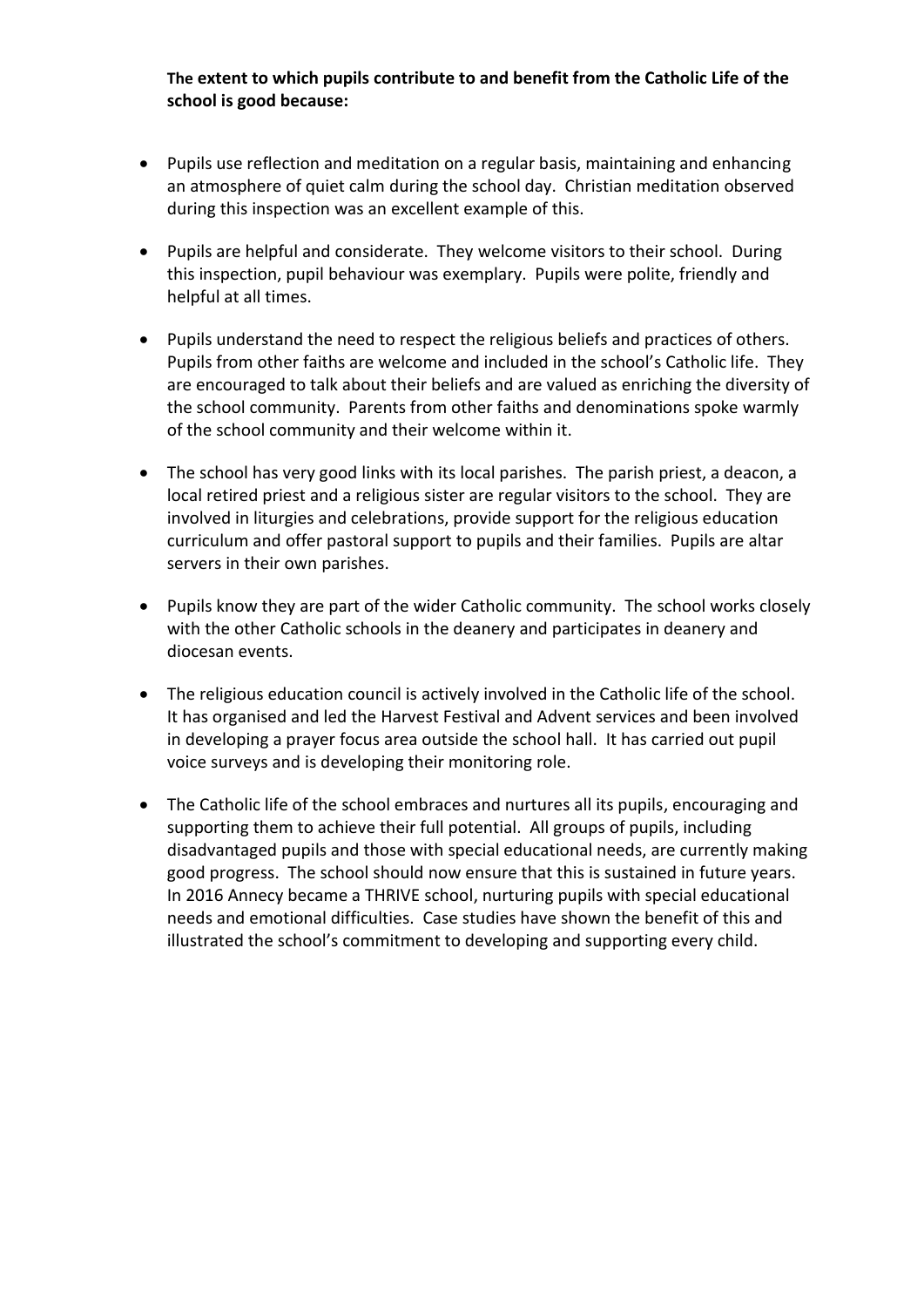**The extent to which pupils contribute to and benefit from the Catholic Life of the school is good because:**

- Pupils use reflection and meditation on a regular basis, maintaining and enhancing an atmosphere of quiet calm during the school day. Christian meditation observed during this inspection was an excellent example of this.

- Pupils are helpful and considerate. They welcome visitors to their school. During this inspection, pupil behaviour was exemplary. Pupils were polite, friendly and helpful at all times.

- Pupils understand the need to respect the religious beliefs and practices of others. Pupils from other faiths are welcome and included in the school's Catholic life. They are encouraged to talk about their beliefs and are valued as enriching the diversity of the school community. Parents from other faiths and denominations spoke warmly of the school community and their welcome within it.

- The school has very good links with its local parishes. The parish priest, a deacon, a local retired priest and a religious sister are regular visitors to the school. They are involved in liturgies and celebrations, provide support for the religious education curriculum and offer pastoral support to pupils and their families. Pupils are altar servers in their own parishes.

- Pupils know they are part of the wider Catholic community. The school works closely with the other Catholic schools in the deanery and participates in deanery and diocesan events.

- The religious education council is actively involved in the Catholic life of the school. It has organised and led the Harvest Festival and Advent services and been involved in developing a prayer focus area outside the school hall. It has carried out pupil voice surveys and is developing their monitoring role.

- The Catholic life of the school embraces and nurtures all its pupils, encouraging and supporting them to achieve their full potential. All groups of pupils, including disadvantaged pupils and those with special educational needs, are currently making good progress. The school should now ensure that this is sustained in future years. In 2016 Annecy became a THRIVE school, nurturing pupils with special educational needs and emotional difficulties. Case studies have shown the benefit of this and illustrated the school's commitment to developing and supporting every child.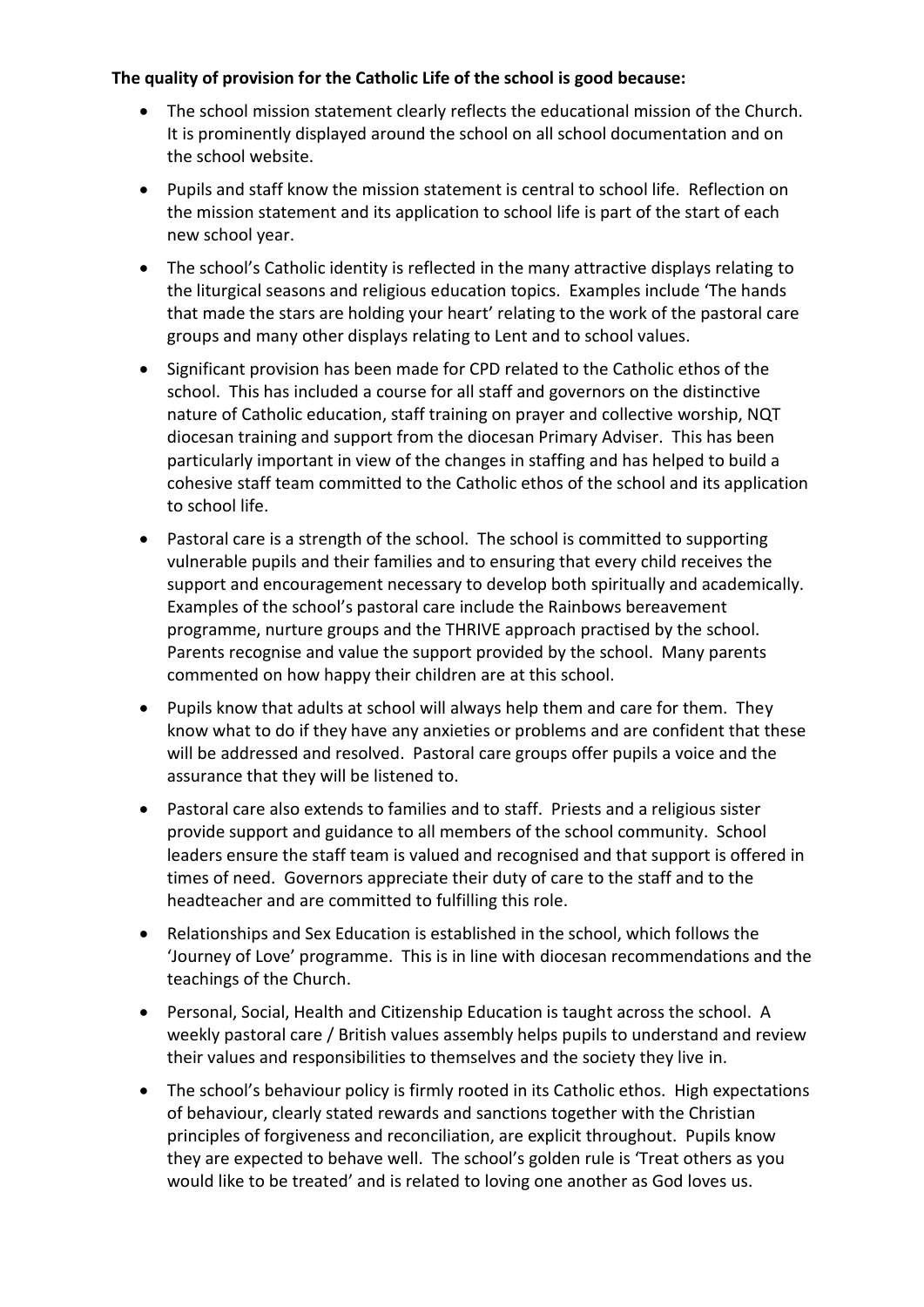**The quality of provision for the Catholic Life of the school is good because:**

- The school mission statement clearly reflects the educational mission of the Church. It is prominently displayed around the school on all school documentation and on the school website.
- Pupils and staff know the mission statement is central to school life. Reflection on the mission statement and its application to school life is part of the start of each new school year.
- The school's Catholic identity is reflected in the many attractive displays relating to the liturgical seasons and religious education topics. Examples include 'The hands that made the stars are holding your heart' relating to the work of the pastoral care groups and many other displays relating to Lent and to school values.
- Significant provision has been made for CPD related to the Catholic ethos of the school. This has included a course for all staff and governors on the distinctive nature of Catholic education, staff training on prayer and collective worship, NQT diocesan training and support from the diocesan Primary Adviser. This has been particularly important in view of the changes in staffing and has helped to build a cohesive staff team committed to the Catholic ethos of the school and its application to school life.
- Pastoral care is a strength of the school. The school is committed to supporting vulnerable pupils and their families and to ensuring that every child receives the support and encouragement necessary to develop both spiritually and academically. Examples of the school's pastoral care include the Rainbows bereavement programme, nurture groups and the THRIVE approach practised by the school. Parents recognise and value the support provided by the school. Many parents commented on how happy their children are at this school.
- Pupils know that adults at school will always help them and care for them. They know what to do if they have any anxieties or problems and are confident that these will be addressed and resolved. Pastoral care groups offer pupils a voice and the assurance that they will be listened to.
- Pastoral care also extends to families and to staff. Priests and a religious sister provide support and guidance to all members of the school community. School leaders ensure the staff team is valued and recognised and that support is offered in times of need. Governors appreciate their duty of care to the staff and to the headteacher and are committed to fulfilling this role.
- Relationships and Sex Education is established in the school, which follows the 'Journey of Love' programme. This is in line with diocesan recommendations and the teachings of the Church.
- Personal, Social, Health and Citizenship Education is taught across the school. A weekly pastoral care / British values assembly helps pupils to understand and review their values and responsibilities to themselves and the society they live in.
- The school's behaviour policy is firmly rooted in its Catholic ethos. High expectations of behaviour, clearly stated rewards and sanctions together with the Christian principles of forgiveness and reconciliation, are explicit throughout. Pupils know they are expected to behave well. The school's golden rule is 'Treat others as you would like to be treated' and is related to loving one another as God loves us.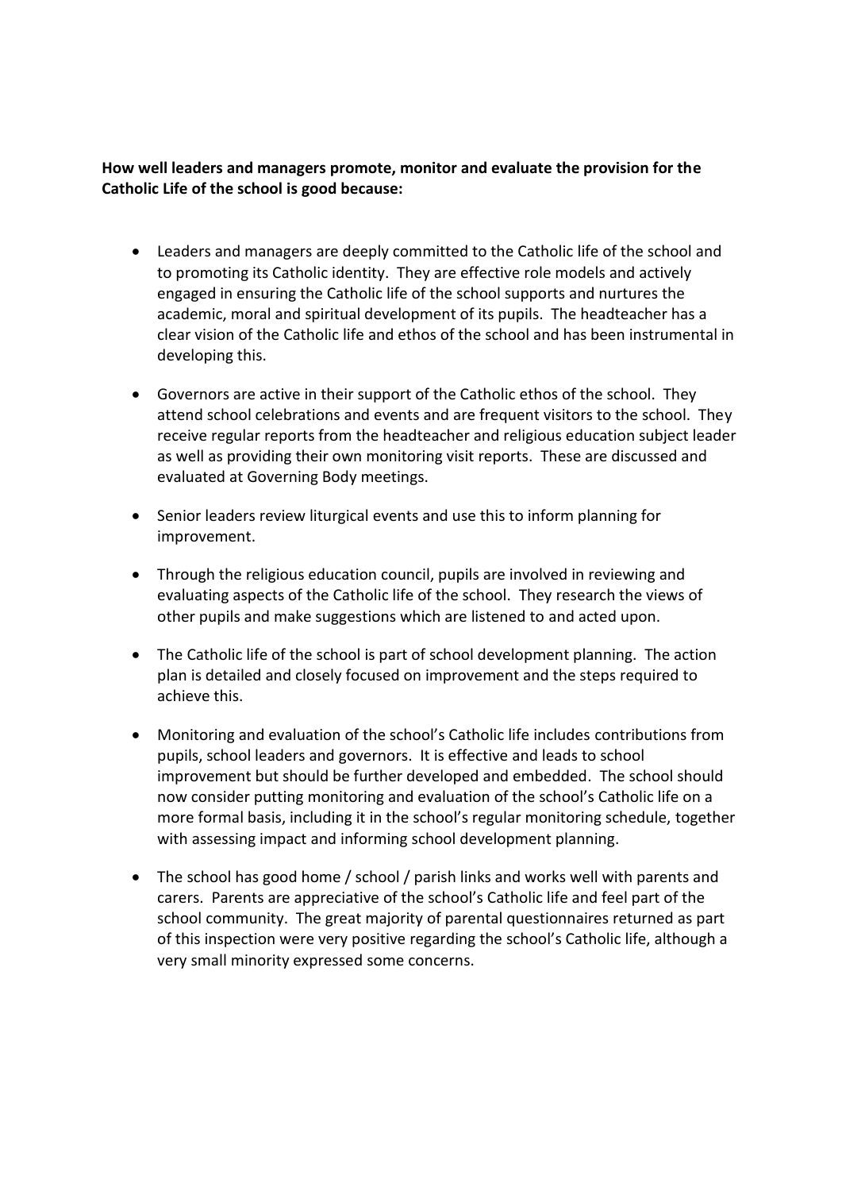**How well leaders and managers promote, monitor and evaluate the provision for the Catholic Life of the school is good because:**

- Leaders and managers are deeply committed to the Catholic life of the school and to promoting its Catholic identity. They are effective role models and actively engaged in ensuring the Catholic life of the school supports and nurtures the academic, moral and spiritual development of its pupils. The headteacher has a clear vision of the Catholic life and ethos of the school and has been instrumental in developing this.

- Governors are active in their support of the Catholic ethos of the school. They attend school celebrations and events and are frequent visitors to the school. They receive regular reports from the headteacher and religious education subject leader as well as providing their own monitoring visit reports. These are discussed and evaluated at Governing Body meetings.

- Senior leaders review liturgical events and use this to inform planning for improvement.

- Through the religious education council, pupils are involved in reviewing and evaluating aspects of the Catholic life of the school. They research the views of other pupils and make suggestions which are listened to and acted upon.

- The Catholic life of the school is part of school development planning. The action plan is detailed and closely focused on improvement and the steps required to achieve this.

- Monitoring and evaluation of the school's Catholic life includes contributions from pupils, school leaders and governors. It is effective and leads to school improvement but should be further developed and embedded. The school should now consider putting monitoring and evaluation of the school's Catholic life on a more formal basis, including it in the school's regular monitoring schedule, together with assessing impact and informing school development planning.

- The school has good home / school / parish links and works well with parents and carers. Parents are appreciative of the school's Catholic life and feel part of the school community. The great majority of parental questionnaires returned as part of this inspection were very positive regarding the school's Catholic life, although a very small minority expressed some concerns.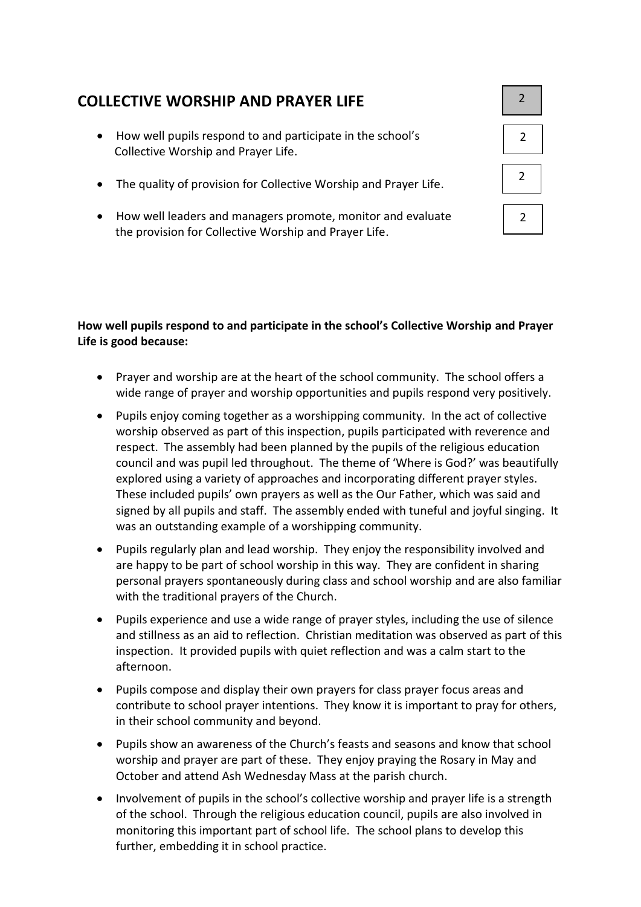## COLLECTIVE WORSHIP AND PRAYER LIFE

| | Grade |
|---|---|
| **COLLECTIVE WORSHIP AND PRAYER LIFE** | 2 |
| How well pupils respond to and participate in the school's Collective Worship and Prayer Life. | 2 |
| The quality of provision for Collective Worship and Prayer Life. | 2 |
| How well leaders and managers promote, monitor and evaluate the provision for Collective Worship and Prayer Life. | 2 |

**How well pupils respond to and participate in the school's Collective Worship and Prayer Life is good because:**

- Prayer and worship are at the heart of the school community. The school offers a wide range of prayer and worship opportunities and pupils respond very positively.
- Pupils enjoy coming together as a worshipping community. In the act of collective worship observed as part of this inspection, pupils participated with reverence and respect. The assembly had been planned by the pupils of the religious education council and was pupil led throughout. The theme of 'Where is God?' was beautifully explored using a variety of approaches and incorporating different prayer styles. These included pupils' own prayers as well as the Our Father, which was said and signed by all pupils and staff. The assembly ended with tuneful and joyful singing. It was an outstanding example of a worshipping community.
- Pupils regularly plan and lead worship. They enjoy the responsibility involved and are happy to be part of school worship in this way. They are confident in sharing personal prayers spontaneously during class and school worship and are also familiar with the traditional prayers of the Church.
- Pupils experience and use a wide range of prayer styles, including the use of silence and stillness as an aid to reflection. Christian meditation was observed as part of this inspection. It provided pupils with quiet reflection and was a calm start to the afternoon.
- Pupils compose and display their own prayers for class prayer focus areas and contribute to school prayer intentions. They know it is important to pray for others, in their school community and beyond.
- Pupils show an awareness of the Church's feasts and seasons and know that school worship and prayer are part of these. They enjoy praying the Rosary in May and October and attend Ash Wednesday Mass at the parish church.
- Involvement of pupils in the school's collective worship and prayer life is a strength of the school. Through the religious education council, pupils are also involved in monitoring this important part of school life. The school plans to develop this further, embedding it in school practice.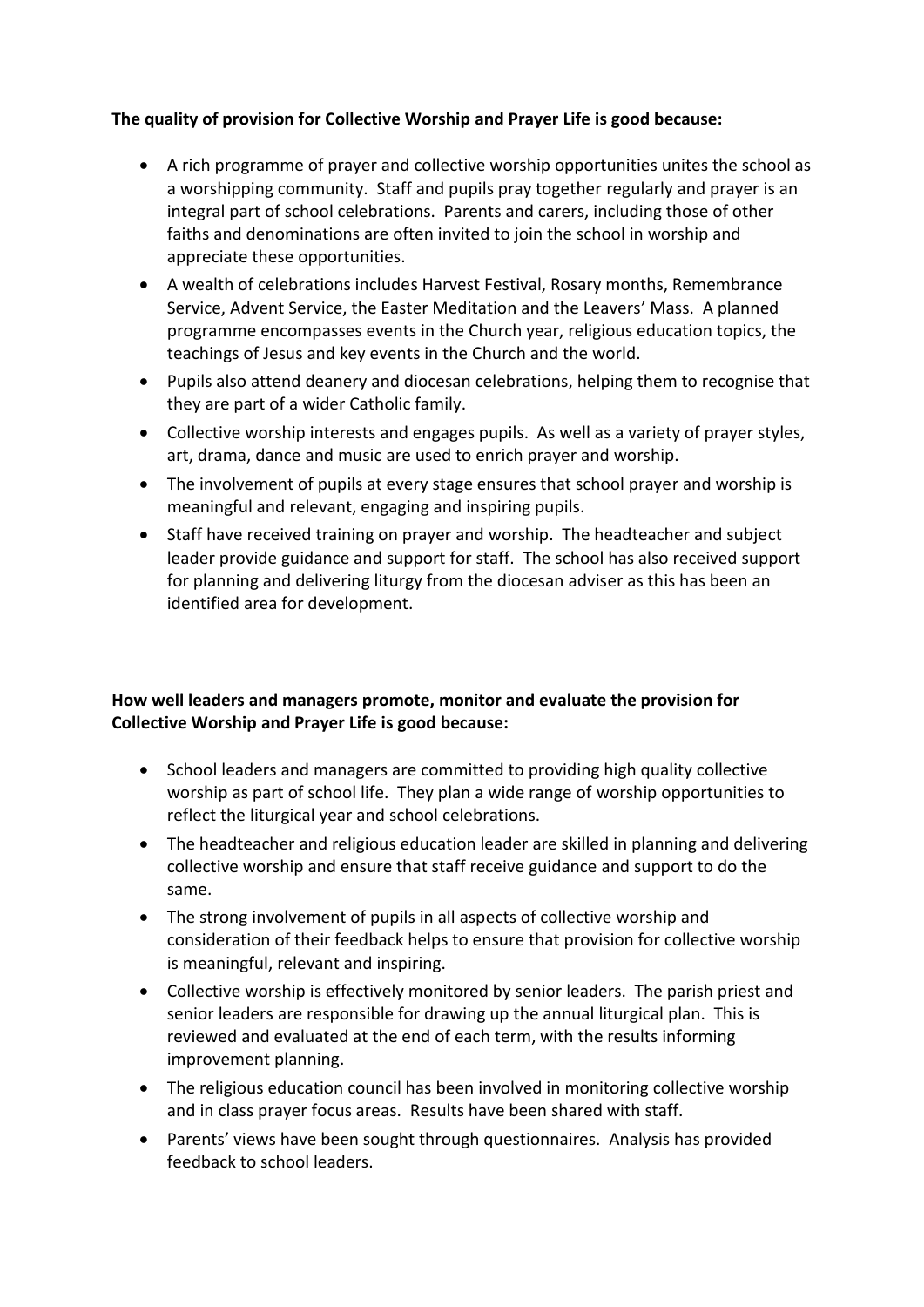**The quality of provision for Collective Worship and Prayer Life is good because:**

- A rich programme of prayer and collective worship opportunities unites the school as a worshipping community. Staff and pupils pray together regularly and prayer is an integral part of school celebrations. Parents and carers, including those of other faiths and denominations are often invited to join the school in worship and appreciate these opportunities.
- A wealth of celebrations includes Harvest Festival, Rosary months, Remembrance Service, Advent Service, the Easter Meditation and the Leavers' Mass. A planned programme encompasses events in the Church year, religious education topics, the teachings of Jesus and key events in the Church and the world.
- Pupils also attend deanery and diocesan celebrations, helping them to recognise that they are part of a wider Catholic family.
- Collective worship interests and engages pupils. As well as a variety of prayer styles, art, drama, dance and music are used to enrich prayer and worship.
- The involvement of pupils at every stage ensures that school prayer and worship is meaningful and relevant, engaging and inspiring pupils.
- Staff have received training on prayer and worship. The headteacher and subject leader provide guidance and support for staff. The school has also received support for planning and delivering liturgy from the diocesan adviser as this has been an identified area for development.

**How well leaders and managers promote, monitor and evaluate the provision for Collective Worship and Prayer Life is good because:**

- School leaders and managers are committed to providing high quality collective worship as part of school life. They plan a wide range of worship opportunities to reflect the liturgical year and school celebrations.
- The headteacher and religious education leader are skilled in planning and delivering collective worship and ensure that staff receive guidance and support to do the same.
- The strong involvement of pupils in all aspects of collective worship and consideration of their feedback helps to ensure that provision for collective worship is meaningful, relevant and inspiring.
- Collective worship is effectively monitored by senior leaders. The parish priest and senior leaders are responsible for drawing up the annual liturgical plan. This is reviewed and evaluated at the end of each term, with the results informing improvement planning.
- The religious education council has been involved in monitoring collective worship and in class prayer focus areas. Results have been shared with staff.
- Parents' views have been sought through questionnaires. Analysis has provided feedback to school leaders.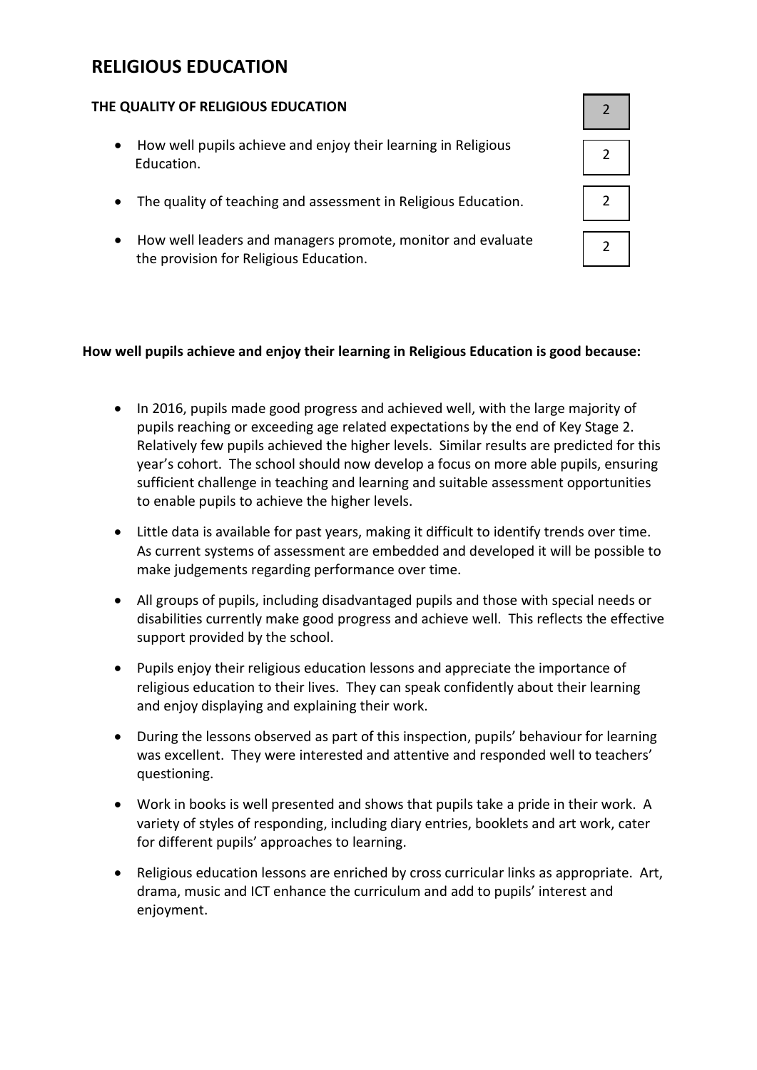# RELIGIOUS EDUCATION

| THE QUALITY OF RELIGIOUS EDUCATION | 2 |
| --- | --- |
| • How well pupils achieve and enjoy their learning in Religious Education. | 2 |
| • The quality of teaching and assessment in Religious Education. | 2 |
| • How well leaders and managers promote, monitor and evaluate the provision for Religious Education. | 2 |

**How well pupils achieve and enjoy their learning in Religious Education is good because:**

- In 2016, pupils made good progress and achieved well, with the large majority of pupils reaching or exceeding age related expectations by the end of Key Stage 2. Relatively few pupils achieved the higher levels. Similar results are predicted for this year's cohort. The school should now develop a focus on more able pupils, ensuring sufficient challenge in teaching and learning and suitable assessment opportunities to enable pupils to achieve the higher levels.
- Little data is available for past years, making it difficult to identify trends over time. As current systems of assessment are embedded and developed it will be possible to make judgements regarding performance over time.
- All groups of pupils, including disadvantaged pupils and those with special needs or disabilities currently make good progress and achieve well. This reflects the effective support provided by the school.
- Pupils enjoy their religious education lessons and appreciate the importance of religious education to their lives. They can speak confidently about their learning and enjoy displaying and explaining their work.
- During the lessons observed as part of this inspection, pupils' behaviour for learning was excellent. They were interested and attentive and responded well to teachers' questioning.
- Work in books is well presented and shows that pupils take a pride in their work. A variety of styles of responding, including diary entries, booklets and art work, cater for different pupils' approaches to learning.
- Religious education lessons are enriched by cross curricular links as appropriate. Art, drama, music and ICT enhance the curriculum and add to pupils' interest and enjoyment.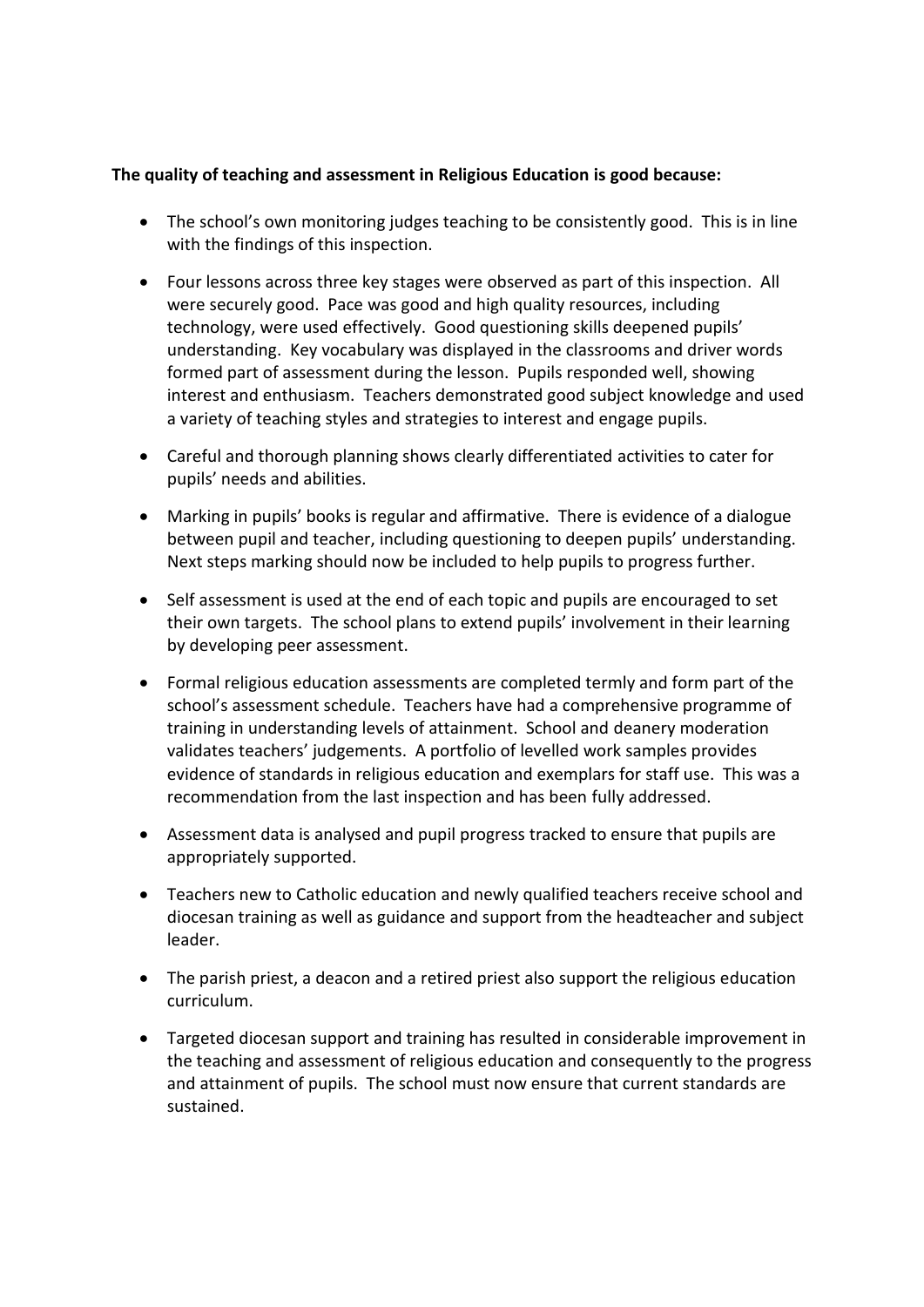**The quality of teaching and assessment in Religious Education is good because:**

- The school's own monitoring judges teaching to be consistently good. This is in line with the findings of this inspection.
- Four lessons across three key stages were observed as part of this inspection. All were securely good. Pace was good and high quality resources, including technology, were used effectively. Good questioning skills deepened pupils' understanding. Key vocabulary was displayed in the classrooms and driver words formed part of assessment during the lesson. Pupils responded well, showing interest and enthusiasm. Teachers demonstrated good subject knowledge and used a variety of teaching styles and strategies to interest and engage pupils.
- Careful and thorough planning shows clearly differentiated activities to cater for pupils' needs and abilities.
- Marking in pupils' books is regular and affirmative. There is evidence of a dialogue between pupil and teacher, including questioning to deepen pupils' understanding. Next steps marking should now be included to help pupils to progress further.
- Self assessment is used at the end of each topic and pupils are encouraged to set their own targets. The school plans to extend pupils' involvement in their learning by developing peer assessment.
- Formal religious education assessments are completed termly and form part of the school's assessment schedule. Teachers have had a comprehensive programme of training in understanding levels of attainment. School and deanery moderation validates teachers' judgements. A portfolio of levelled work samples provides evidence of standards in religious education and exemplars for staff use. This was a recommendation from the last inspection and has been fully addressed.
- Assessment data is analysed and pupil progress tracked to ensure that pupils are appropriately supported.
- Teachers new to Catholic education and newly qualified teachers receive school and diocesan training as well as guidance and support from the headteacher and subject leader.
- The parish priest, a deacon and a retired priest also support the religious education curriculum.
- Targeted diocesan support and training has resulted in considerable improvement in the teaching and assessment of religious education and consequently to the progress and attainment of pupils. The school must now ensure that current standards are sustained.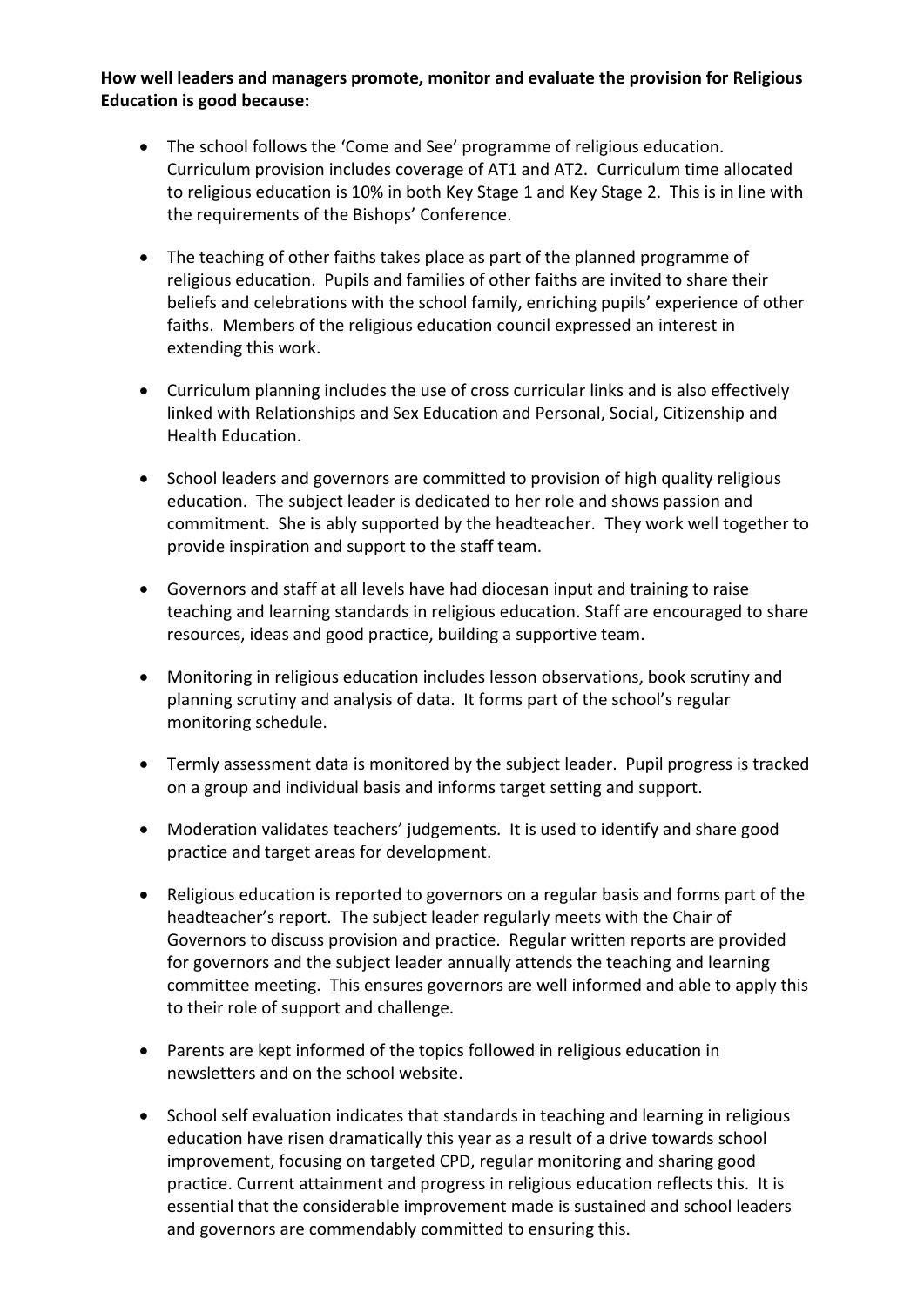**How well leaders and managers promote, monitor and evaluate the provision for Religious Education is good because:**

- The school follows the 'Come and See' programme of religious education. Curriculum provision includes coverage of AT1 and AT2. Curriculum time allocated to religious education is 10% in both Key Stage 1 and Key Stage 2. This is in line with the requirements of the Bishops' Conference.

- The teaching of other faiths takes place as part of the planned programme of religious education. Pupils and families of other faiths are invited to share their beliefs and celebrations with the school family, enriching pupils' experience of other faiths. Members of the religious education council expressed an interest in extending this work.

- Curriculum planning includes the use of cross curricular links and is also effectively linked with Relationships and Sex Education and Personal, Social, Citizenship and Health Education.

- School leaders and governors are committed to provision of high quality religious education. The subject leader is dedicated to her role and shows passion and commitment. She is ably supported by the headteacher. They work well together to provide inspiration and support to the staff team.

- Governors and staff at all levels have had diocesan input and training to raise teaching and learning standards in religious education. Staff are encouraged to share resources, ideas and good practice, building a supportive team.

- Monitoring in religious education includes lesson observations, book scrutiny and planning scrutiny and analysis of data. It forms part of the school's regular monitoring schedule.

- Termly assessment data is monitored by the subject leader. Pupil progress is tracked on a group and individual basis and informs target setting and support.

- Moderation validates teachers' judgements. It is used to identify and share good practice and target areas for development.

- Religious education is reported to governors on a regular basis and forms part of the headteacher's report. The subject leader regularly meets with the Chair of Governors to discuss provision and practice. Regular written reports are provided for governors and the subject leader annually attends the teaching and learning committee meeting. This ensures governors are well informed and able to apply this to their role of support and challenge.

- Parents are kept informed of the topics followed in religious education in newsletters and on the school website.

- School self evaluation indicates that standards in teaching and learning in religious education have risen dramatically this year as a result of a drive towards school improvement, focusing on targeted CPD, regular monitoring and sharing good practice. Current attainment and progress in religious education reflects this. It is essential that the considerable improvement made is sustained and school leaders and governors are commendably committed to ensuring this.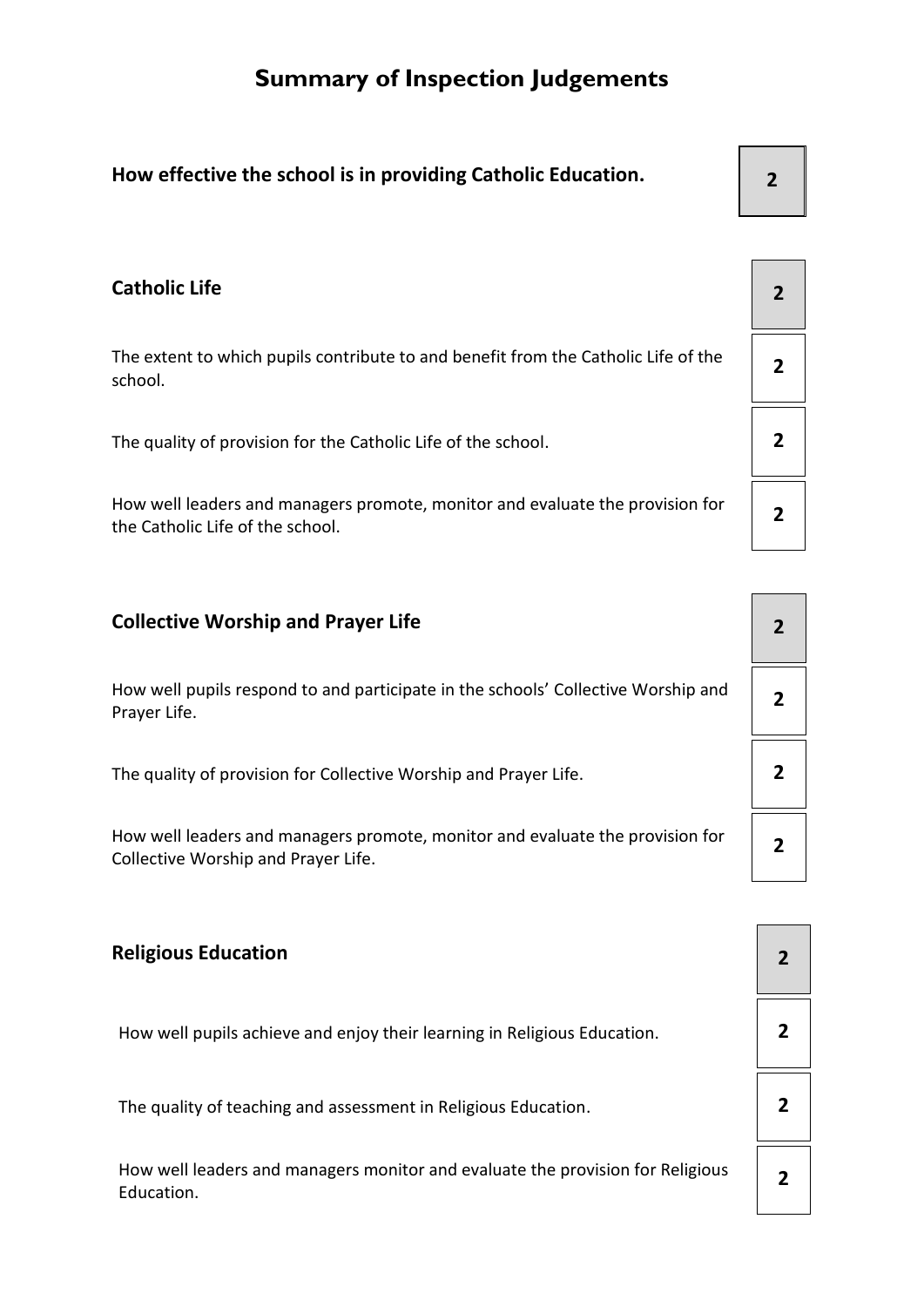# Summary of Inspection Judgements

| | |
|---|---|
| **How effective the school is in providing Catholic Education.** | **2** |
| | |
| **Catholic Life** | **2** |
| The extent to which pupils contribute to and benefit from the Catholic Life of the school. | **2** |
| The quality of provision for the Catholic Life of the school. | **2** |
| How well leaders and managers promote, monitor and evaluate the provision for the Catholic Life of the school. | **2** |
| | |
| **Collective Worship and Prayer Life** | **2** |
| How well pupils respond to and participate in the schools' Collective Worship and Prayer Life. | **2** |
| The quality of provision for Collective Worship and Prayer Life. | **2** |
| How well leaders and managers promote, monitor and evaluate the provision for Collective Worship and Prayer Life. | **2** |
| | |
| **Religious Education** | **2** |
| How well pupils achieve and enjoy their learning in Religious Education. | **2** |
| The quality of teaching and assessment in Religious Education. | **2** |
| How well leaders and managers monitor and evaluate the provision for Religious Education. | **2** |